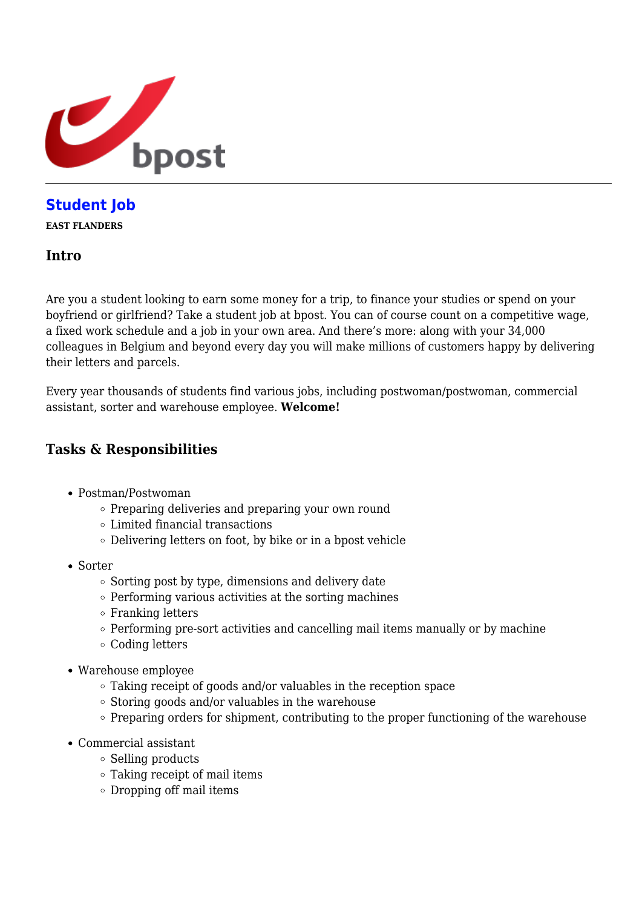## Student Job

**EAST FLANDERS**

### Intro

Are you a student looking to earn some money for a trip, to finance your studies or spend on your boyfriend or girlfriend? Take a student job at bpost. You can of course count on a competitive wage, a fixed work schedule and a job in your own area. And there's more: along with your 34,000 colleagues in Belgium and beyond every day you will make millions of customers happy by delivering their letters and parcels.

Every year thousands of students find various jobs, including postwoman/postwoman, commercial assistant, sorter and warehouse employee. **Welcome!**

### Tasks & Responsibilities

- Postman/Postwoman
  - Preparing deliveries and preparing your own round
  - Limited financial transactions
  - Delivering letters on foot, by bike or in a bpost vehicle
- Sorter
  - Sorting post by type, dimensions and delivery date
  - Performing various activities at the sorting machines
  - Franking letters
  - Performing pre-sort activities and cancelling mail items manually or by machine
  - Coding letters
- Warehouse employee
  - Taking receipt of goods and/or valuables in the reception space
  - Storing goods and/or valuables in the warehouse
  - Preparing orders for shipment, contributing to the proper functioning of the warehouse
- Commercial assistant
  - Selling products
  - Taking receipt of mail items
  - Dropping off mail items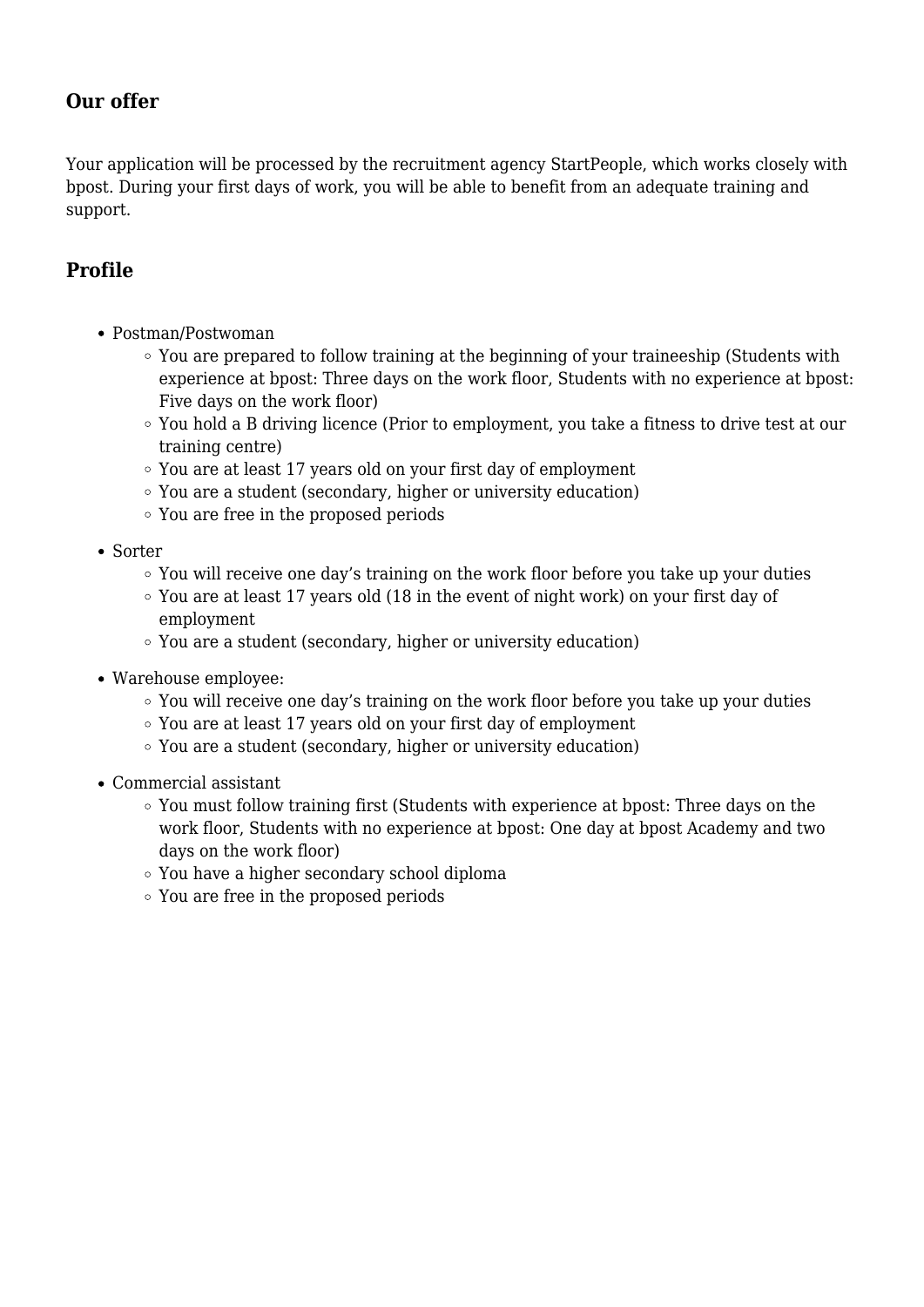## Our offer

Your application will be processed by the recruitment agency StartPeople, which works closely with bpost. During your first days of work, you will be able to benefit from an adequate training and support.

## Profile

- Postman/Postwoman
  - You are prepared to follow training at the beginning of your traineeship (Students with experience at bpost: Three days on the work floor, Students with no experience at bpost: Five days on the work floor)
  - You hold a B driving licence (Prior to employment, you take a fitness to drive test at our training centre)
  - You are at least 17 years old on your first day of employment
  - You are a student (secondary, higher or university education)
  - You are free in the proposed periods
- Sorter
  - You will receive one day's training on the work floor before you take up your duties
  - You are at least 17 years old (18 in the event of night work) on your first day of employment
  - You are a student (secondary, higher or university education)
- Warehouse employee:
  - You will receive one day's training on the work floor before you take up your duties
  - You are at least 17 years old on your first day of employment
  - You are a student (secondary, higher or university education)
- Commercial assistant
  - You must follow training first (Students with experience at bpost: Three days on the work floor, Students with no experience at bpost: One day at bpost Academy and two days on the work floor)
  - You have a higher secondary school diploma
  - You are free in the proposed periods